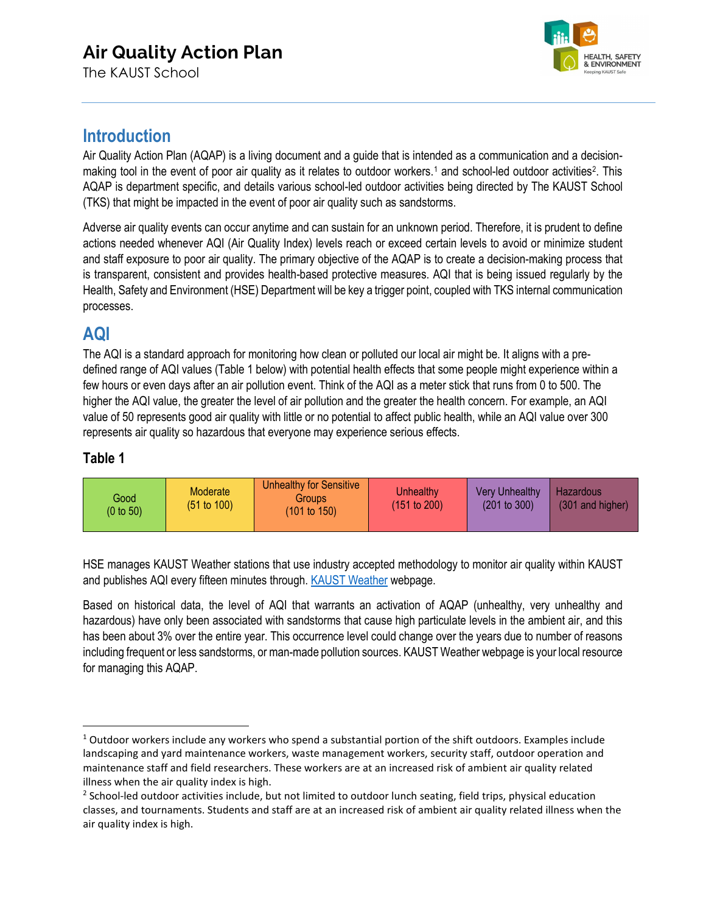# Air Quality Action Plan

The KAUST School

## Introduction

Air Quality Action Plan (AQAP) is a living document and a guide that is intended as a communication and a decision-making tool in the event of poor air quality as it relates to outdoor workers.[1] and school-led outdoor activities[2]. This AQAP is department specific, and details various school-led outdoor activities being directed by The KAUST School (TKS) that might be impacted in the event of poor air quality such as sandstorms.

Adverse air quality events can occur anytime and can sustain for an unknown period. Therefore, it is prudent to define actions needed whenever AQI (Air Quality Index) levels reach or exceed certain levels to avoid or minimize student and staff exposure to poor air quality. The primary objective of the AQAP is to create a decision-making process that is transparent, consistent and provides health-based protective measures. AQI that is being issued regularly by the Health, Safety and Environment (HSE) Department will be key a trigger point, coupled with TKS internal communication processes.

## AQI

The AQI is a standard approach for monitoring how clean or polluted our local air might be. It aligns with a pre-defined range of AQI values (Table 1 below) with potential health effects that some people might experience within a few hours or even days after an air pollution event. Think of the AQI as a meter stick that runs from 0 to 500. The higher the AQI value, the greater the level of air pollution and the greater the health concern. For example, an AQI value of 50 represents good air quality with little or no potential to affect public health, while an AQI value over 300 represents air quality so hazardous that everyone may experience serious effects.

### Table 1

| Good (0 to 50) | Moderate (51 to 100) | Unhealthy for Sensitive Groups (101 to 150) | Unhealthy (151 to 200) | Very Unhealthy (201 to 300) | Hazardous (301 and higher) |
|---|---|---|---|---|---|

HSE manages KAUST Weather stations that use industry accepted methodology to monitor air quality within KAUST and publishes AQI every fifteen minutes through. KAUST Weather webpage.

Based on historical data, the level of AQI that warrants an activation of AQAP (unhealthy, very unhealthy and hazardous) have only been associated with sandstorms that cause high particulate levels in the ambient air, and this has been about 3% over the entire year. This occurrence level could change over the years due to number of reasons including frequent or less sandstorms, or man-made pollution sources. KAUST Weather webpage is your local resource for managing this AQAP.

---

[1] Outdoor workers include any workers who spend a substantial portion of the shift outdoors. Examples include landscaping and yard maintenance workers, waste management workers, security staff, outdoor operation and maintenance staff and field researchers. These workers are at an increased risk of ambient air quality related illness when the air quality index is high.

[2] School-led outdoor activities include, but not limited to outdoor lunch seating, field trips, physical education classes, and tournaments. Students and staff are at an increased risk of ambient air quality related illness when the air quality index is high.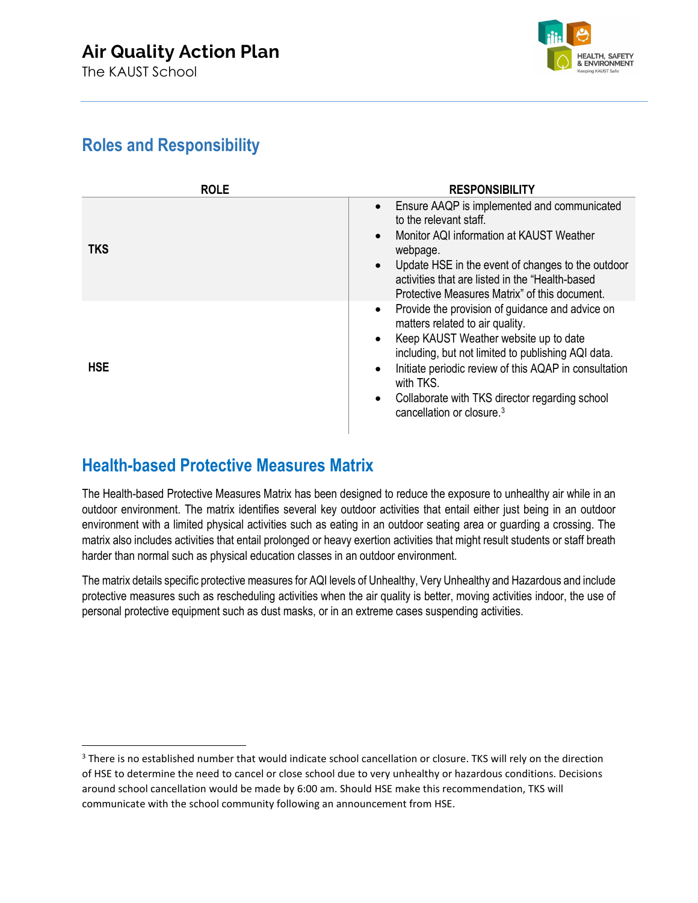## Roles and Responsibility

| ROLE | RESPONSIBILITY |
|---|---|
| **TKS** | • Ensure AAQP is implemented and communicated to the relevant staff.<br>• Monitor AQI information at KAUST Weather webpage.<br>• Update HSE in the event of changes to the outdoor activities that are listed in the "Health-based Protective Measures Matrix" of this document. |
| **HSE** | • Provide the provision of guidance and advice on matters related to air quality.<br>• Keep KAUST Weather website up to date including, but not limited to publishing AQI data.<br>• Initiate periodic review of this AQAP in consultation with TKS.<br>• Collaborate with TKS director regarding school cancellation or closure.[3] |

## Health-based Protective Measures Matrix

The Health-based Protective Measures Matrix has been designed to reduce the exposure to unhealthy air while in an outdoor environment. The matrix identifies several key outdoor activities that entail either just being in an outdoor environment with a limited physical activities such as eating in an outdoor seating area or guarding a crossing. The matrix also includes activities that entail prolonged or heavy exertion activities that might result students or staff breath harder than normal such as physical education classes in an outdoor environment.

The matrix details specific protective measures for AQI levels of Unhealthy, Very Unhealthy and Hazardous and include protective measures such as rescheduling activities when the air quality is better, moving activities indoor, the use of personal protective equipment such as dust masks, or in an extreme cases suspending activities.

---

[3] There is no established number that would indicate school cancellation or closure. TKS will rely on the direction of HSE to determine the need to cancel or close school due to very unhealthy or hazardous conditions. Decisions around school cancellation would be made by 6:00 am. Should HSE make this recommendation, TKS will communicate with the school community following an announcement from HSE.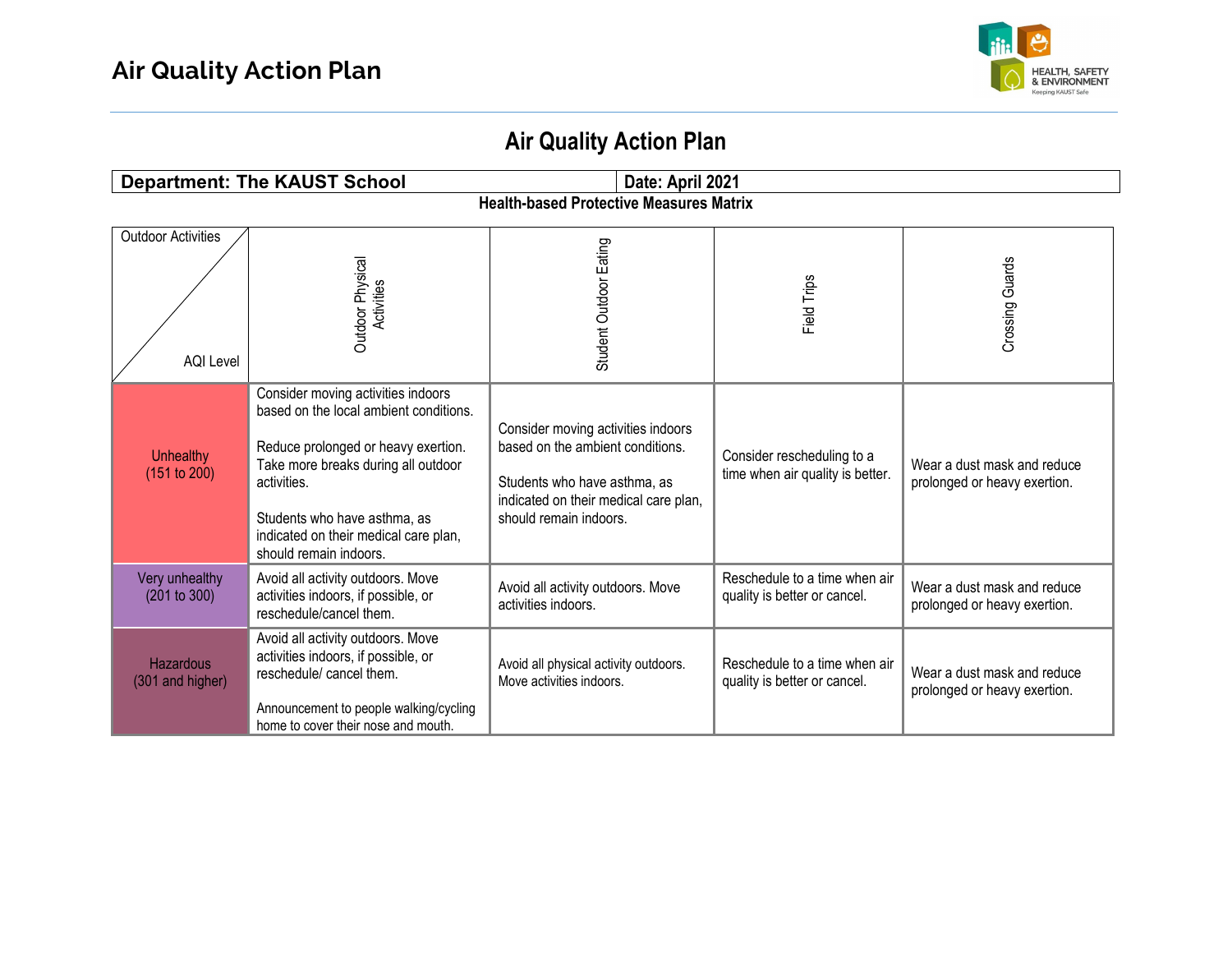# Air Quality Action Plan

## Air Quality Action Plan

| **Department: The KAUST School** | **Date: April 2021** |
|---|---|

**Health-based Protective Measures Matrix**

| Outdoor Activities / AQI Level | Outdoor Physical Activities | Student Outdoor Eating | Field Trips | Crossing Guards |
|---|---|---|---|---|
| Unhealthy (151 to 200) | Consider moving activities indoors based on the local ambient conditions.<br><br>Reduce prolonged or heavy exertion. Take more breaks during all outdoor activities.<br><br>Students who have asthma, as indicated on their medical care plan, should remain indoors. | Consider moving activities indoors based on the ambient conditions.<br><br>Students who have asthma, as indicated on their medical care plan, should remain indoors. | Consider rescheduling to a time when air quality is better. | Wear a dust mask and reduce prolonged or heavy exertion. |
| Very unhealthy (201 to 300) | Avoid all activity outdoors. Move activities indoors, if possible, or reschedule/cancel them. | Avoid all activity outdoors. Move activities indoors. | Reschedule to a time when air quality is better or cancel. | Wear a dust mask and reduce prolonged or heavy exertion. |
| Hazardous (301 and higher) | Avoid all activity outdoors. Move activities indoors, if possible, or reschedule/ cancel them.<br><br>Announcement to people walking/cycling home to cover their nose and mouth. | Avoid all physical activity outdoors. Move activities indoors. | Reschedule to a time when air quality is better or cancel. | Wear a dust mask and reduce prolonged or heavy exertion. |